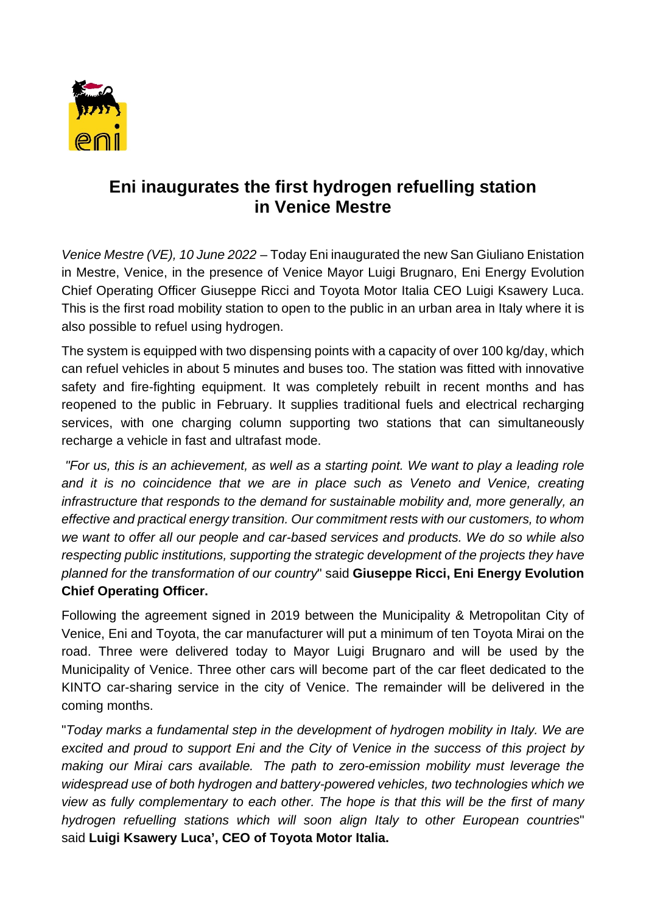# Eni inaugurates the first hydrogen refuelling station in Venice Mestre

*Venice Mestre (VE), 10 June 2022* – Today Eni inaugurated the new San Giuliano Enistation in Mestre, Venice, in the presence of Venice Mayor Luigi Brugnaro, Eni Energy Evolution Chief Operating Officer Giuseppe Ricci and Toyota Motor Italia CEO Luigi Ksawery Luca. This is the first road mobility station to open to the public in an urban area in Italy where it is also possible to refuel using hydrogen.

The system is equipped with two dispensing points with a capacity of over 100 kg/day, which can refuel vehicles in about 5 minutes and buses too. The station was fitted with innovative safety and fire-fighting equipment. It was completely rebuilt in recent months and has reopened to the public in February. It supplies traditional fuels and electrical recharging services, with one charging column supporting two stations that can simultaneously recharge a vehicle in fast and ultrafast mode.

*"For us, this is an achievement, as well as a starting point. We want to play a leading role and it is no coincidence that we are in place such as Veneto and Venice, creating infrastructure that responds to the demand for sustainable mobility and, more generally, an effective and practical energy transition. Our commitment rests with our customers, to whom we want to offer all our people and car-based services and products. We do so while also respecting public institutions, supporting the strategic development of the projects they have planned for the transformation of our country*" said **Giuseppe Ricci, Eni Energy Evolution Chief Operating Officer.**

Following the agreement signed in 2019 between the Municipality & Metropolitan City of Venice, Eni and Toyota, the car manufacturer will put a minimum of ten Toyota Mirai on the road. Three were delivered today to Mayor Luigi Brugnaro and will be used by the Municipality of Venice. Three other cars will become part of the car fleet dedicated to the KINTO car-sharing service in the city of Venice. The remainder will be delivered in the coming months.

"*Today marks a fundamental step in the development of hydrogen mobility in Italy. We are excited and proud to support Eni and the City of Venice in the success of this project by making our Mirai cars available. The path to zero-emission mobility must leverage the widespread use of both hydrogen and battery-powered vehicles, two technologies which we view as fully complementary to each other. The hope is that this will be the first of many hydrogen refuelling stations which will soon align Italy to other European countries*" said **Luigi Ksawery Luca', CEO of Toyota Motor Italia.**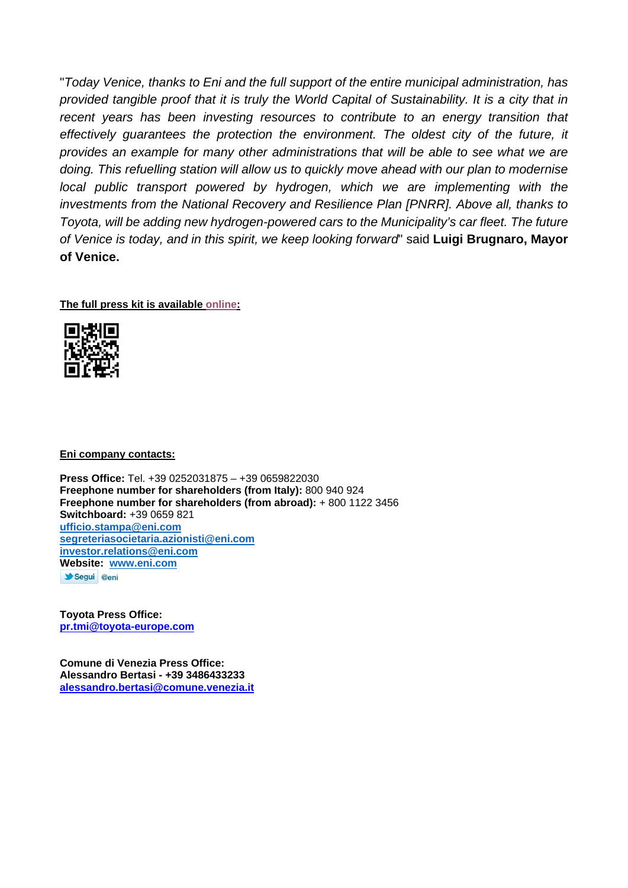"*Today Venice, thanks to Eni and the full support of the entire municipal administration, has provided tangible proof that it is truly the World Capital of Sustainability. It is a city that in recent years has been investing resources to contribute to an energy transition that effectively guarantees the protection the environment. The oldest city of the future, it provides an example for many other administrations that will be able to see what we are doing. This refuelling station will allow us to quickly move ahead with our plan to modernise local public transport powered by hydrogen, which we are implementing with the investments from the National Recovery and Resilience Plan [PNRR]. Above all, thanks to Toyota, will be adding new hydrogen-powered cars to the Municipality's car fleet. The future of Venice is today, and in this spirit, we keep looking forward*" said **Luigi Brugnaro, Mayor of Venice.**

**The full press kit is available online:**

**Eni company contacts:**

**Press Office:** Tel. +39 0252031875 – +39 0659822030
**Freephone number for shareholders (from Italy):** 800 940 924
**Freephone number for shareholders (from abroad):** + 800 1122 3456
**Switchboard:** +39 0659 821
**ufficio.stampa@eni.com**
**segreteriasocietaria.azionisti@eni.com**
**investor.relations@eni.com**
**Website:** **www.eni.com**
Segui @eni

**Toyota Press Office:**
**pr.tmi@toyota-europe.com**

**Comune di Venezia Press Office:**
**Alessandro Bertasi - +39 3486433233**
**alessandro.bertasi@comune.venezia.it**